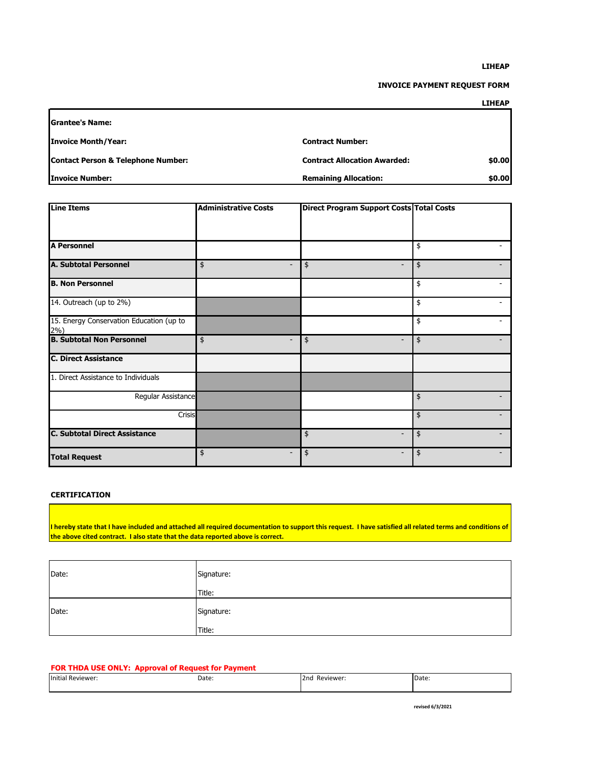**LIHEAP**

**INVOICE PAYMENT REQUEST FORM**

**LIHEAP**

| | | | |
|---|---|---|---|
| **Grantee's Name:** | | | |
| **Invoice Month/Year:** | | **Contract Number:** | |
| **Contact Person & Telephone Number:** | | **Contract Allocation Awarded:** | **$0.00** |
| **Invoice Number:** | | **Remaining Allocation:** | **$0.00** |

| **Line Items** | **Administrative Costs** | **Direct Program Support Costs** | **Total Costs** |
|---|---|---|---|
| **A Personnel** | | | $ - |
| **A. Subtotal Personnel** | $ - | $ - | $ - |
| **B. Non Personnel** | | | $ - |
| 14. Outreach (up to 2%) | | | $ - |
| 15. Energy Conservation Education (up to 2%) | | | $ - |
| **B. Subtotal Non Personnel** | $ - | $ - | $ - |
| **C. Direct Assistance** | | | |
| 1. Direct Assistance to Individuals | | | |
| Regular Assistance | | | $ - |
| Crisis | | | $ - |
| **C. Subtotal Direct Assistance** | | $ - | $ - |
| **Total Request** | $ - | $ - | $ - |

**CERTIFICATION**

**I hereby state that I have included and attached all required documentation to support this request. I have satisfied all related terms and conditions of the above cited contract. I also state that the data reported above is correct.**

| | |
|---|---|
| Date: | Signature:<br>Title: |
| Date: | Signature:<br>Title: |

**FOR THDA USE ONLY: Approval of Request for Payment**

| Initial Reviewer: | Date: | 2nd Reviewer: | Date: |
|---|---|---|---|
| | | | |

revised 6/3/2021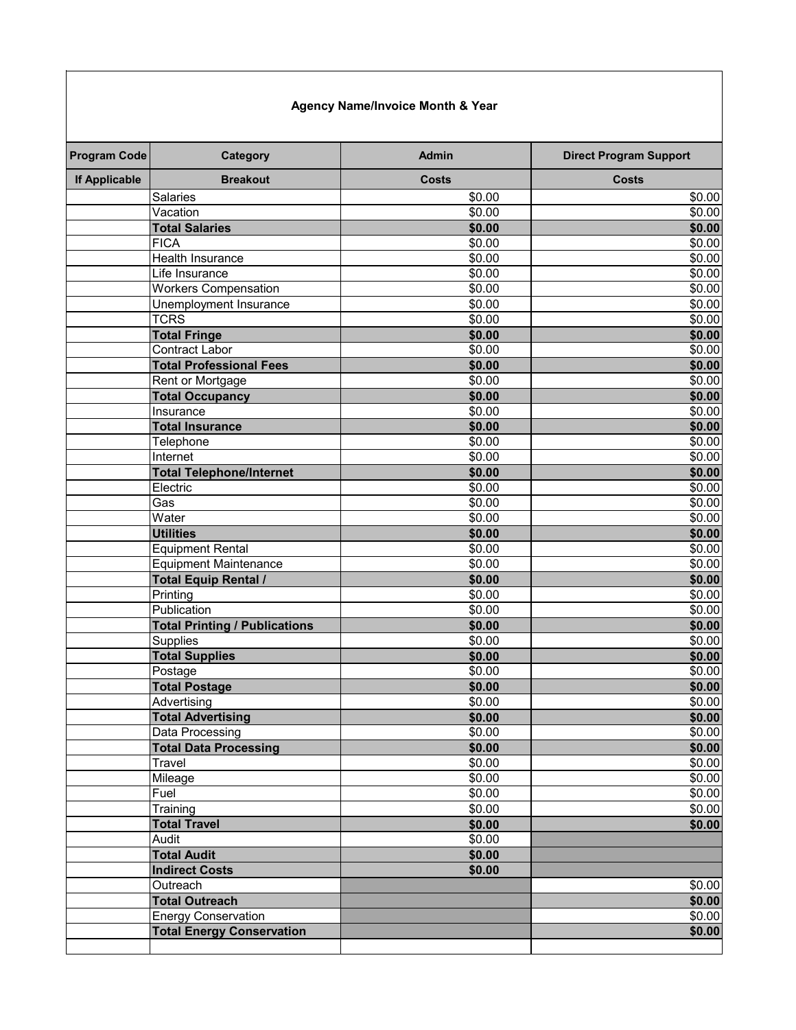**Agency Name/Invoice Month & Year**

| Program Code | Category | Admin | Direct Program Support |
|---|---|---|---|
| **If Applicable** | **Breakout** | **Costs** | **Costs** |
| | Salaries | $0.00 | $0.00 |
| | Vacation | $0.00 | $0.00 |
| | **Total Salaries** | **$0.00** | **$0.00** |
| | FICA | $0.00 | $0.00 |
| | Health Insurance | $0.00 | $0.00 |
| | Life Insurance | $0.00 | $0.00 |
| | Workers Compensation | $0.00 | $0.00 |
| | Unemployment Insurance | $0.00 | $0.00 |
| | TCRS | $0.00 | $0.00 |
| | **Total Fringe** | **$0.00** | **$0.00** |
| | Contract Labor | $0.00 | $0.00 |
| | **Total Professional Fees** | **$0.00** | **$0.00** |
| | Rent or Mortgage | $0.00 | $0.00 |
| | **Total Occupancy** | **$0.00** | **$0.00** |
| | Insurance | $0.00 | $0.00 |
| | **Total Insurance** | **$0.00** | **$0.00** |
| | Telephone | $0.00 | $0.00 |
| | Internet | $0.00 | $0.00 |
| | **Total Telephone/Internet** | **$0.00** | **$0.00** |
| | Electric | $0.00 | $0.00 |
| | Gas | $0.00 | $0.00 |
| | Water | $0.00 | $0.00 |
| | **Utilities** | **$0.00** | **$0.00** |
| | Equipment Rental | $0.00 | $0.00 |
| | Equipment Maintenance | $0.00 | $0.00 |
| | **Total Equip Rental /** | **$0.00** | **$0.00** |
| | Printing | $0.00 | $0.00 |
| | Publication | $0.00 | $0.00 |
| | **Total Printing / Publications** | **$0.00** | **$0.00** |
| | Supplies | $0.00 | $0.00 |
| | **Total Supplies** | **$0.00** | **$0.00** |
| | Postage | $0.00 | $0.00 |
| | **Total Postage** | **$0.00** | **$0.00** |
| | Advertising | $0.00 | $0.00 |
| | **Total Advertising** | **$0.00** | **$0.00** |
| | Data Processing | $0.00 | $0.00 |
| | **Total Data Processing** | **$0.00** | **$0.00** |
| | Travel | $0.00 | $0.00 |
| | Mileage | $0.00 | $0.00 |
| | Fuel | $0.00 | $0.00 |
| | Training | $0.00 | $0.00 |
| | **Total Travel** | **$0.00** | **$0.00** |
| | Audit | $0.00 | |
| | **Total Audit** | **$0.00** | |
| | **Indirect Costs** | **$0.00** | |
| | Outreach | | $0.00 |
| | **Total Outreach** | | **$0.00** |
| | Energy Conservation | | $0.00 |
| | **Total Energy Conservation** | | **$0.00** |
| | | | |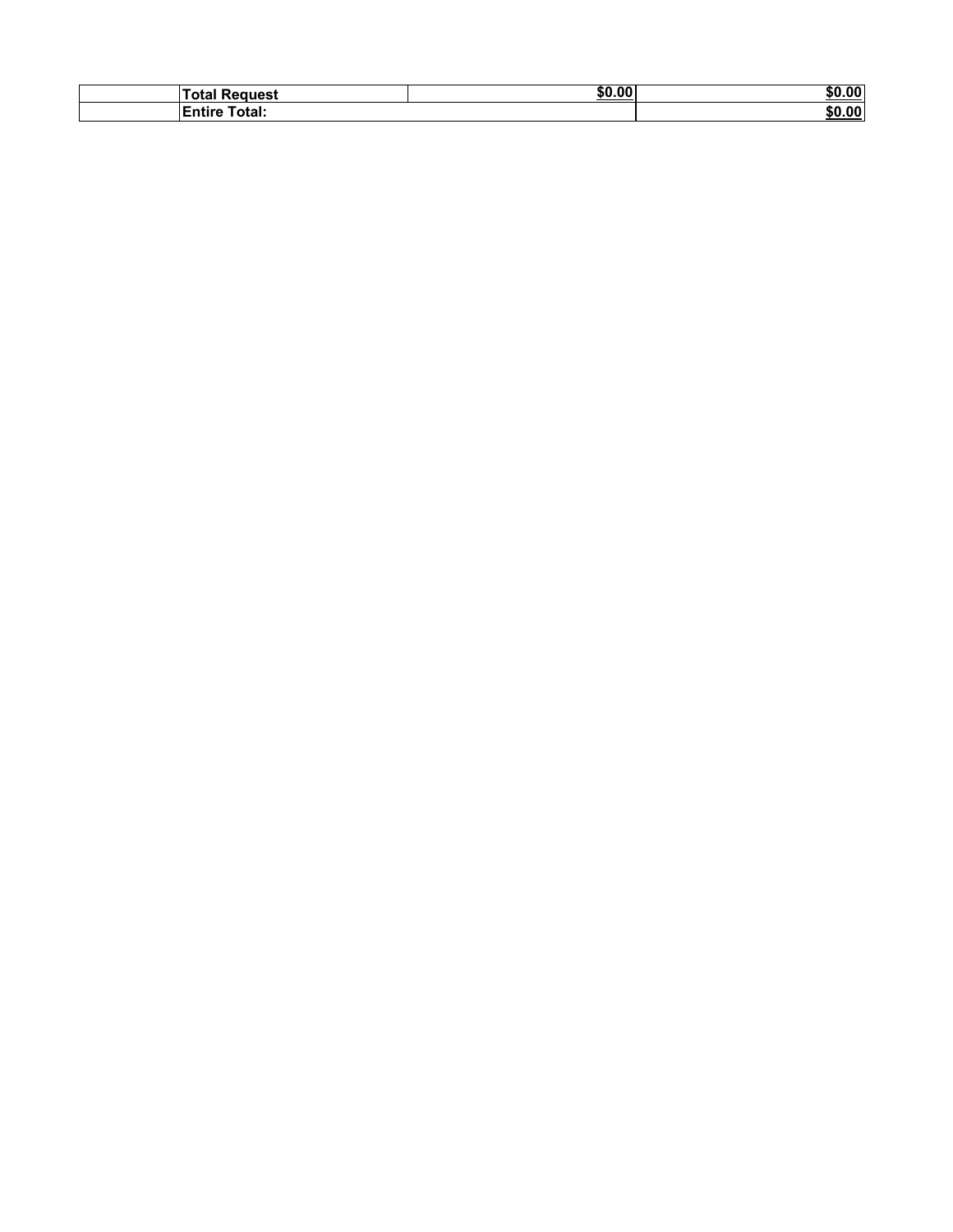| | | | |
|---|---|---|---|
| | **Total Request** | **$0.00** | **$0.00** |
| | **Entire Total:** | | **$0.00** |